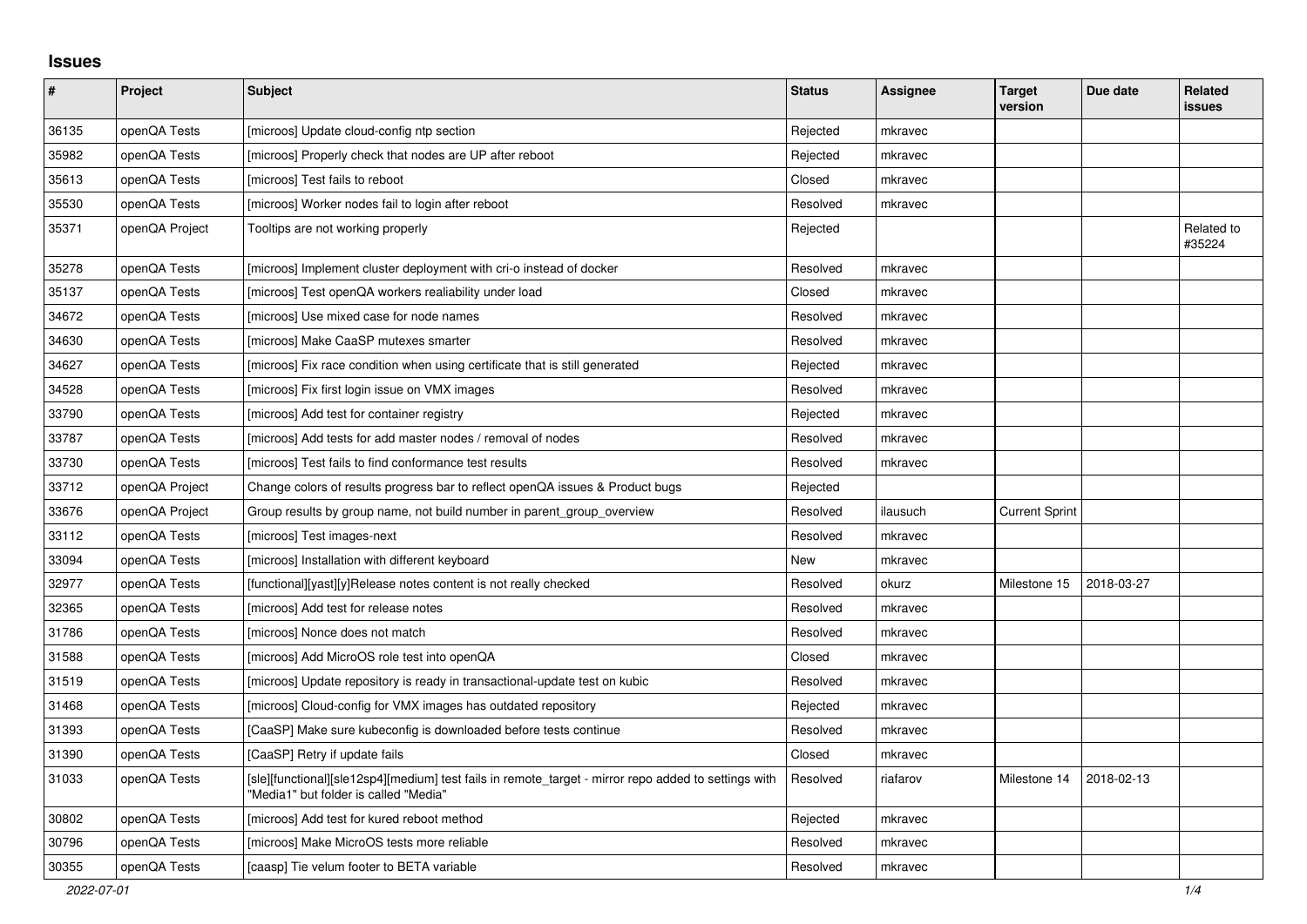# Issues

| # | Project | Subject | Status | Assignee | Target version | Due date | Related issues |
|---|---|---|---|---|---|---|---|
| 36135 | openQA Tests | [microos] Update cloud-config ntp section | Rejected | mkravec | | | |
| 35982 | openQA Tests | [microos] Properly check that nodes are UP after reboot | Rejected | mkravec | | | |
| 35613 | openQA Tests | [microos] Test fails to reboot | Closed | mkravec | | | |
| 35530 | openQA Tests | [microos] Worker nodes fail to login after reboot | Resolved | mkravec | | | |
| 35371 | openQA Project | Tooltips are not working properly | Rejected | | | | Related to #35224 |
| 35278 | openQA Tests | [microos] Implement cluster deployment with cri-o instead of docker | Resolved | mkravec | | | |
| 35137 | openQA Tests | [microos] Test openQA workers realiability under load | Closed | mkravec | | | |
| 34672 | openQA Tests | [microos] Use mixed case for node names | Resolved | mkravec | | | |
| 34630 | openQA Tests | [microos] Make CaaSP mutexes smarter | Resolved | mkravec | | | |
| 34627 | openQA Tests | [microos] Fix race condition when using certificate that is still generated | Rejected | mkravec | | | |
| 34528 | openQA Tests | [microos] Fix first login issue on VMX images | Resolved | mkravec | | | |
| 33790 | openQA Tests | [microos] Add test for container registry | Rejected | mkravec | | | |
| 33787 | openQA Tests | [microos] Add tests for add master nodes / removal of nodes | Resolved | mkravec | | | |
| 33730 | openQA Tests | [microos] Test fails to find conformance test results | Resolved | mkravec | | | |
| 33712 | openQA Project | Change colors of results progress bar to reflect openQA issues & Product bugs | Rejected | | | | |
| 33676 | openQA Project | Group results by group name, not build number in parent_group_overview | Resolved | ilausuch | Current Sprint | | |
| 33112 | openQA Tests | [microos] Test images-next | Resolved | mkravec | | | |
| 33094 | openQA Tests | [microos] Installation with different keyboard | New | mkravec | | | |
| 32977 | openQA Tests | [functional][yast][y]Release notes content is not really checked | Resolved | okurz | Milestone 15 | 2018-03-27 | |
| 32365 | openQA Tests | [microos] Add test for release notes | Resolved | mkravec | | | |
| 31786 | openQA Tests | [microos] Nonce does not match | Resolved | mkravec | | | |
| 31588 | openQA Tests | [microos] Add MicroOS role test into openQA | Closed | mkravec | | | |
| 31519 | openQA Tests | [microos] Update repository is ready in transactional-update test on kubic | Resolved | mkravec | | | |
| 31468 | openQA Tests | [microos] Cloud-config for VMX images has outdated repository | Rejected | mkravec | | | |
| 31393 | openQA Tests | [CaaSP] Make sure kubeconfig is downloaded before tests continue | Resolved | mkravec | | | |
| 31390 | openQA Tests | [CaaSP] Retry if update fails | Closed | mkravec | | | |
| 31033 | openQA Tests | [sle][functional][sle12sp4][medium] test fails in remote_target - mirror repo added to settings with "Media1" but folder is called "Media" | Resolved | riafarov | Milestone 14 | 2018-02-13 | |
| 30802 | openQA Tests | [microos] Add test for kured reboot method | Rejected | mkravec | | | |
| 30796 | openQA Tests | [microos] Make MicroOS tests more reliable | Resolved | mkravec | | | |
| 30355 | openQA Tests | [caasp] Tie velum footer to BETA variable | Resolved | mkravec | | | |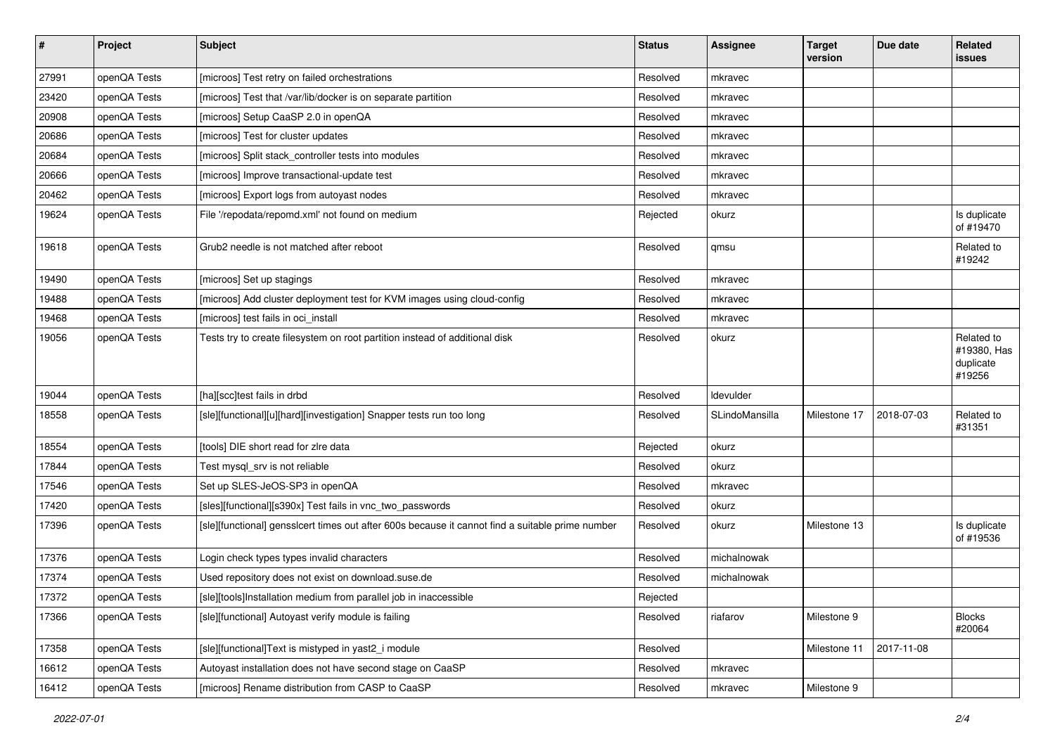| # | Project | Subject | Status | Assignee | Target version | Due date | Related issues |
|---|---|---|---|---|---|---|---|
| 27991 | openQA Tests | [microos] Test retry on failed orchestrations | Resolved | mkravec | | | |
| 23420 | openQA Tests | [microos] Test that /var/lib/docker is on separate partition | Resolved | mkravec | | | |
| 20908 | openQA Tests | [microos] Setup CaaSP 2.0 in openQA | Resolved | mkravec | | | |
| 20686 | openQA Tests | [microos] Test for cluster updates | Resolved | mkravec | | | |
| 20684 | openQA Tests | [microos] Split stack_controller tests into modules | Resolved | mkravec | | | |
| 20666 | openQA Tests | [microos] Improve transactional-update test | Resolved | mkravec | | | |
| 20462 | openQA Tests | [microos] Export logs from autoyast nodes | Resolved | mkravec | | | |
| 19624 | openQA Tests | File '/repodata/repomd.xml' not found on medium | Rejected | okurz | | | Is duplicate of #19470 |
| 19618 | openQA Tests | Grub2 needle is not matched after reboot | Resolved | qmsu | | | Related to #19242 |
| 19490 | openQA Tests | [microos] Set up stagings | Resolved | mkravec | | | |
| 19488 | openQA Tests | [microos] Add cluster deployment test for KVM images using cloud-config | Resolved | mkravec | | | |
| 19468 | openQA Tests | [microos] test fails in oci_install | Resolved | mkravec | | | |
| 19056 | openQA Tests | Tests try to create filesystem on root partition instead of additional disk | Resolved | okurz | | | Related to #19380, Has duplicate #19256 |
| 19044 | openQA Tests | [ha][scc]test fails in drbd | Resolved | ldevulder | | | |
| 18558 | openQA Tests | [sle][functional][u][hard][investigation] Snapper tests run too long | Resolved | SLindoMansilla | Milestone 17 | 2018-07-03 | Related to #31351 |
| 18554 | openQA Tests | [tools] DIE short read for zlre data | Rejected | okurz | | | |
| 17844 | openQA Tests | Test mysql_srv is not reliable | Resolved | okurz | | | |
| 17546 | openQA Tests | Set up SLES-JeOS-SP3 in openQA | Resolved | mkravec | | | |
| 17420 | openQA Tests | [sles][functional][s390x] Test fails in vnc_two_passwords | Resolved | okurz | | | |
| 17396 | openQA Tests | [sle][functional] gensslcert times out after 600s because it cannot find a suitable prime number | Resolved | okurz | Milestone 13 | | Is duplicate of #19536 |
| 17376 | openQA Tests | Login check types types invalid characters | Resolved | michalnowak | | | |
| 17374 | openQA Tests | Used repository does not exist on download.suse.de | Resolved | michalnowak | | | |
| 17372 | openQA Tests | [sle][tools]Installation medium from parallel job in inaccessible | Rejected | | | | |
| 17366 | openQA Tests | [sle][functional] Autoyast verify module is failing | Resolved | riafarov | Milestone 9 | | Blocks #20064 |
| 17358 | openQA Tests | [sle][functional]Text is mistyped in yast2_i module | Resolved | | Milestone 11 | 2017-11-08 | |
| 16612 | openQA Tests | Autoyast installation does not have second stage on CaaSP | Resolved | mkravec | | | |
| 16412 | openQA Tests | [microos] Rename distribution from CASP to CaaSP | Resolved | mkravec | Milestone 9 | | |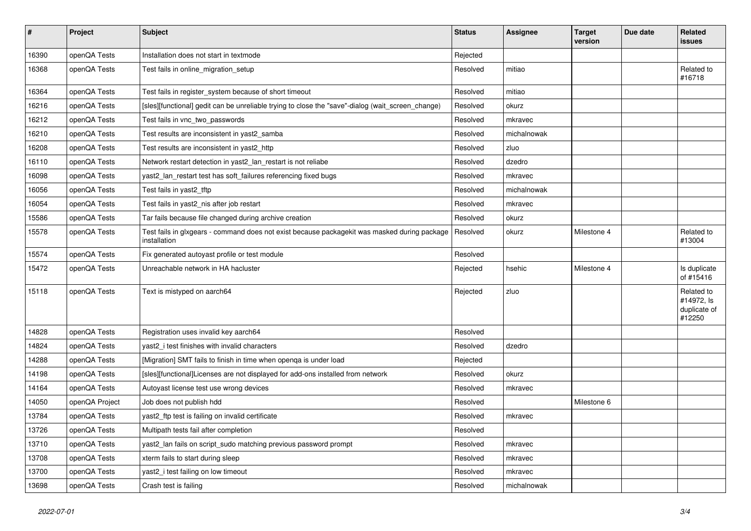| # | Project | Subject | Status | Assignee | Target version | Due date | Related issues |
|---|---|---|---|---|---|---|---|
| 16390 | openQA Tests | Installation does not start in textmode | Rejected | | | | |
| 16368 | openQA Tests | Test fails in online_migration_setup | Resolved | mitiao | | | Related to #16718 |
| 16364 | openQA Tests | Test fails in register_system because of short timeout | Resolved | mitiao | | | |
| 16216 | openQA Tests | [sles][functional] gedit can be unreliable trying to close the "save"-dialog (wait_screen_change) | Resolved | okurz | | | |
| 16212 | openQA Tests | Test fails in vnc_two_passwords | Resolved | mkravec | | | |
| 16210 | openQA Tests | Test results are inconsistent in yast2_samba | Resolved | michalnowak | | | |
| 16208 | openQA Tests | Test results are inconsistent in yast2_http | Resolved | zluo | | | |
| 16110 | openQA Tests | Network restart detection in yast2_lan_restart is not reliabe | Resolved | dzedro | | | |
| 16098 | openQA Tests | yast2_lan_restart test has soft_failures referencing fixed bugs | Resolved | mkravec | | | |
| 16056 | openQA Tests | Test fails in yast2_tftp | Resolved | michalnowak | | | |
| 16054 | openQA Tests | Test fails in yast2_nis after job restart | Resolved | mkravec | | | |
| 15586 | openQA Tests | Tar fails because file changed during archive creation | Resolved | okurz | | | |
| 15578 | openQA Tests | Test fails in glxgears - command does not exist because packagekit was masked during package installation | Resolved | okurz | Milestone 4 | | Related to #13004 |
| 15574 | openQA Tests | Fix generated autoyast profile or test module | Resolved | | | | |
| 15472 | openQA Tests | Unreachable network in HA hacluster | Rejected | hsehic | Milestone 4 | | Is duplicate of #15416 |
| 15118 | openQA Tests | Text is mistyped on aarch64 | Rejected | zluo | | | Related to #14972, Is duplicate of #12250 |
| 14828 | openQA Tests | Registration uses invalid key aarch64 | Resolved | | | | |
| 14824 | openQA Tests | yast2_i test finishes with invalid characters | Resolved | dzedro | | | |
| 14288 | openQA Tests | [Migration] SMT fails to finish in time when openqa is under load | Rejected | | | | |
| 14198 | openQA Tests | [sles][functional]Licenses are not displayed for add-ons installed from network | Resolved | okurz | | | |
| 14164 | openQA Tests | Autoyast license test use wrong devices | Resolved | mkravec | | | |
| 14050 | openQA Project | Job does not publish hdd | Resolved | | Milestone 6 | | |
| 13784 | openQA Tests | yast2_ftp test is failing on invalid certificate | Resolved | mkravec | | | |
| 13726 | openQA Tests | Multipath tests fail after completion | Resolved | | | | |
| 13710 | openQA Tests | yast2_lan fails on script_sudo matching previous password prompt | Resolved | mkravec | | | |
| 13708 | openQA Tests | xterm fails to start during sleep | Resolved | mkravec | | | |
| 13700 | openQA Tests | yast2_i test failing on low timeout | Resolved | mkravec | | | |
| 13698 | openQA Tests | Crash test is failing | Resolved | michalnowak | | | |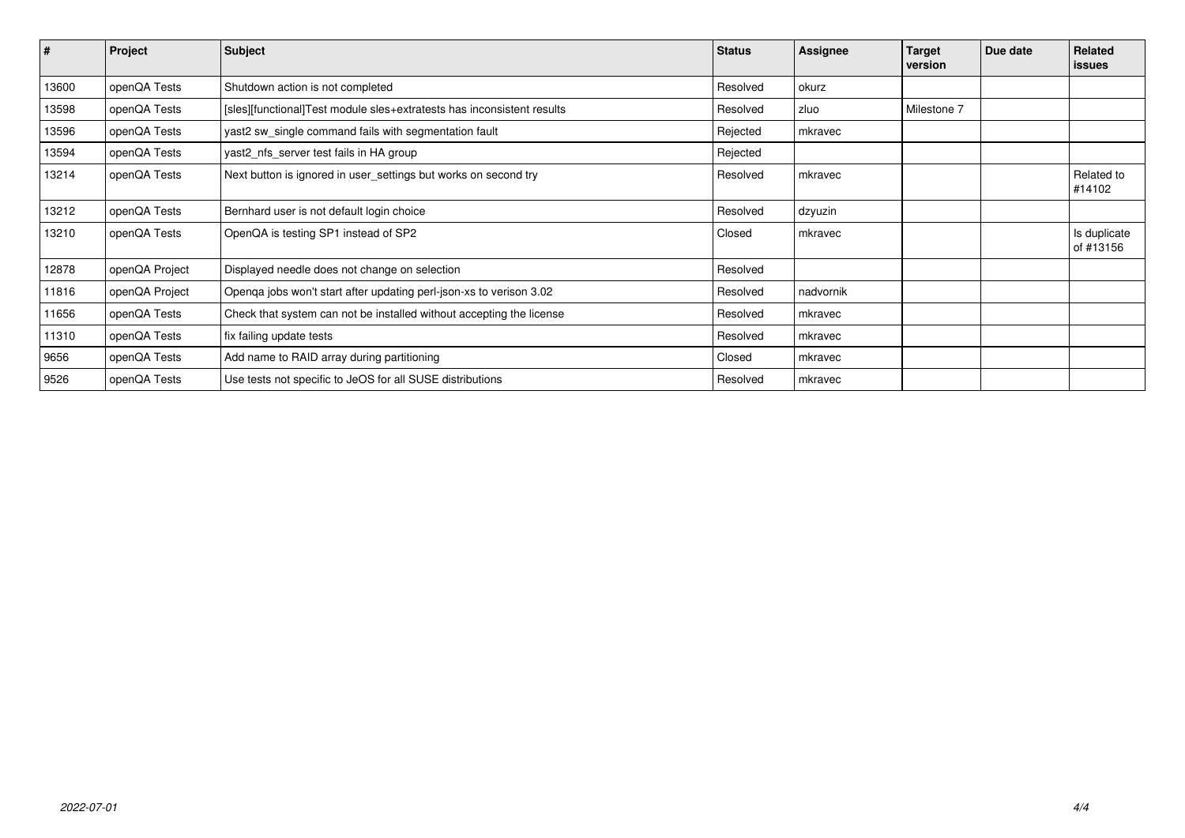| # | Project | Subject | Status | Assignee | Target version | Due date | Related issues |
|---|---|---|---|---|---|---|---|
| 13600 | openQA Tests | Shutdown action is not completed | Resolved | okurz | | | |
| 13598 | openQA Tests | [sles][functional]Test module sles+extratests has inconsistent results | Resolved | zluo | Milestone 7 | | |
| 13596 | openQA Tests | yast2 sw_single command fails with segmentation fault | Rejected | mkravec | | | |
| 13594 | openQA Tests | yast2_nfs_server test fails in HA group | Rejected | | | | |
| 13214 | openQA Tests | Next button is ignored in user_settings but works on second try | Resolved | mkravec | | | Related to #14102 |
| 13212 | openQA Tests | Bernhard user is not default login choice | Resolved | dzyuzin | | | |
| 13210 | openQA Tests | OpenQA is testing SP1 instead of SP2 | Closed | mkravec | | | Is duplicate of #13156 |
| 12878 | openQA Project | Displayed needle does not change on selection | Resolved | | | | |
| 11816 | openQA Project | Openqa jobs won't start after updating perl-json-xs to verison 3.02 | Resolved | nadvornik | | | |
| 11656 | openQA Tests | Check that system can not be installed without accepting the license | Resolved | mkravec | | | |
| 11310 | openQA Tests | fix failing update tests | Resolved | mkravec | | | |
| 9656 | openQA Tests | Add name to RAID array during partitioning | Closed | mkravec | | | |
| 9526 | openQA Tests | Use tests not specific to JeOS for all SUSE distributions | Resolved | mkravec | | | |